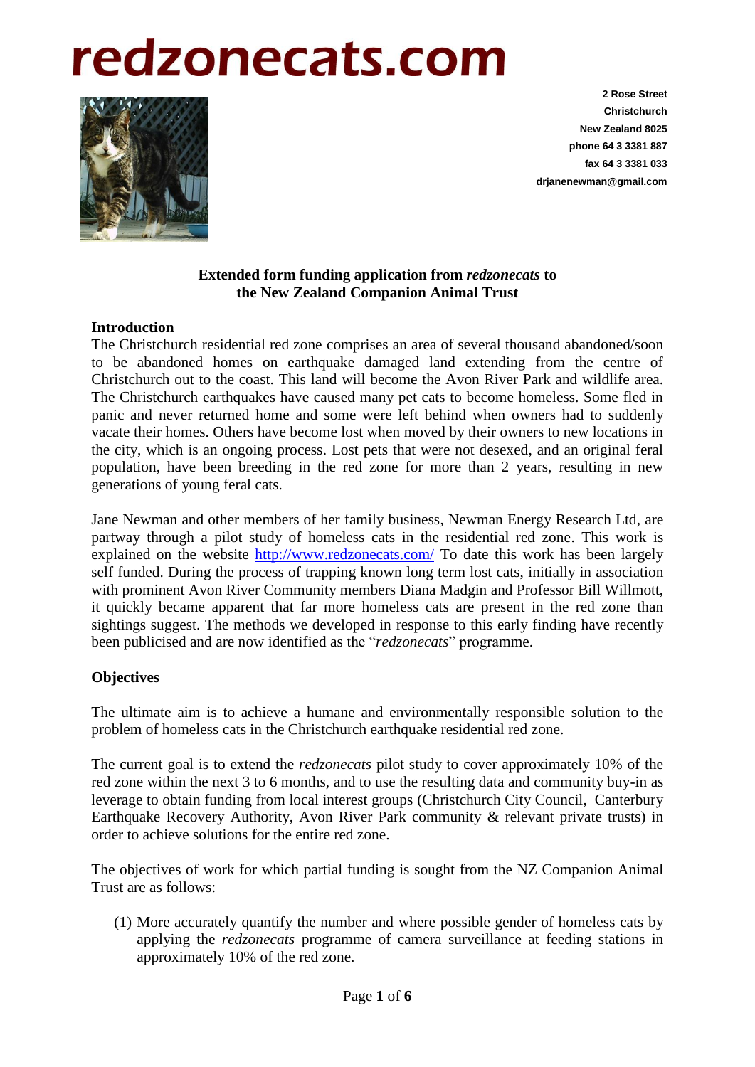# redzonecats.com

2 Rose Street
Christchurch
New Zealand 8025
phone 64 3 3381 887
fax 64 3 3381 033
drjanenewman@gmail.com

**Extended form funding application from *redzonecats* to the New Zealand Companion Animal Trust**

**Introduction**

The Christchurch residential red zone comprises an area of several thousand abandoned/soon to be abandoned homes on earthquake damaged land extending from the centre of Christchurch out to the coast. This land will become the Avon River Park and wildlife area. The Christchurch earthquakes have caused many pet cats to become homeless. Some fled in panic and never returned home and some were left behind when owners had to suddenly vacate their homes. Others have become lost when moved by their owners to new locations in the city, which is an ongoing process. Lost pets that were not desexed, and an original feral population, have been breeding in the red zone for more than 2 years, resulting in new generations of young feral cats.

Jane Newman and other members of her family business, Newman Energy Research Ltd, are partway through a pilot study of homeless cats in the residential red zone. This work is explained on the website http://www.redzonecats.com/ To date this work has been largely self funded. During the process of trapping known long term lost cats, initially in association with prominent Avon River Community members Diana Madgin and Professor Bill Willmott, it quickly became apparent that far more homeless cats are present in the red zone than sightings suggest. The methods we developed in response to this early finding have recently been publicised and are now identified as the "*redzonecats*" programme.

**Objectives**

The ultimate aim is to achieve a humane and environmentally responsible solution to the problem of homeless cats in the Christchurch earthquake residential red zone.

The current goal is to extend the *redzonecats* pilot study to cover approximately 10% of the red zone within the next 3 to 6 months, and to use the resulting data and community buy-in as leverage to obtain funding from local interest groups (Christchurch City Council, Canterbury Earthquake Recovery Authority, Avon River Park community & relevant private trusts) in order to achieve solutions for the entire red zone.

The objectives of work for which partial funding is sought from the NZ Companion Animal Trust are as follows:

(1) More accurately quantify the number and where possible gender of homeless cats by applying the *redzonecats* programme of camera surveillance at feeding stations in approximately 10% of the red zone.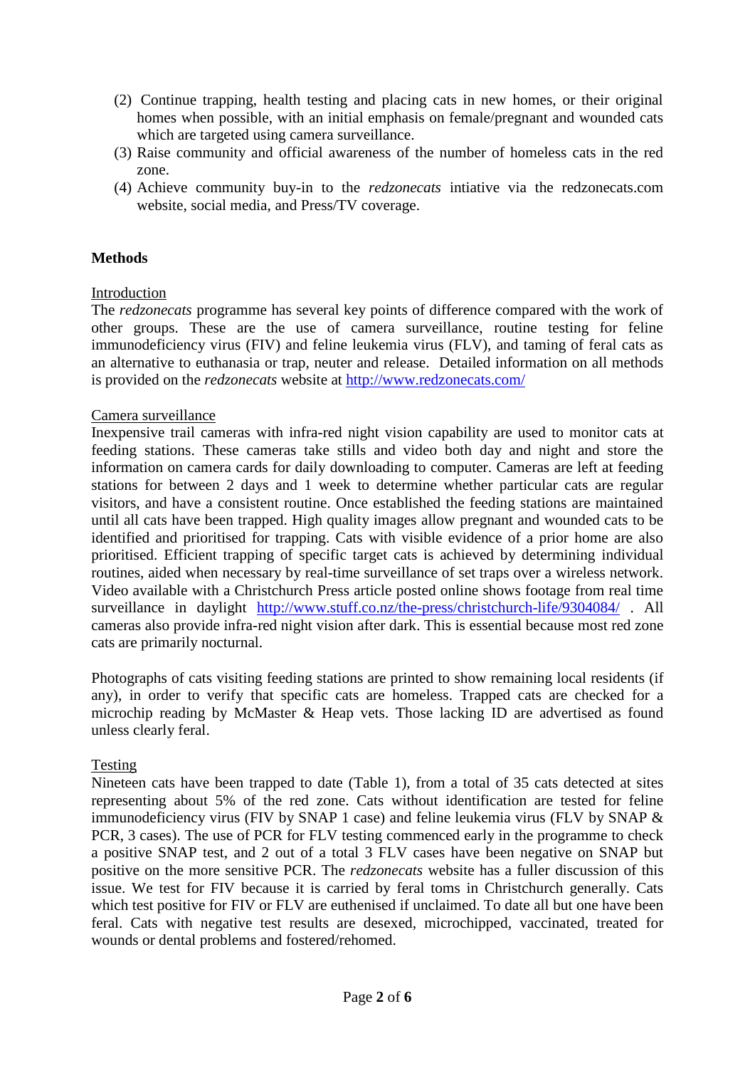(2) Continue trapping, health testing and placing cats in new homes, or their original homes when possible, with an initial emphasis on female/pregnant and wounded cats which are targeted using camera surveillance.
(3) Raise community and official awareness of the number of homeless cats in the red zone.
(4) Achieve community buy-in to the *redzonecats* intiative via the redzonecats.com website, social media, and Press/TV coverage.

## Methods

### Introduction

The *redzonecats* programme has several key points of difference compared with the work of other groups. These are the use of camera surveillance, routine testing for feline immunodeficiency virus (FIV) and feline leukemia virus (FLV), and taming of feral cats as an alternative to euthanasia or trap, neuter and release. Detailed information on all methods is provided on the *redzonecats* website at http://www.redzonecats.com/

### Camera surveillance

Inexpensive trail cameras with infra-red night vision capability are used to monitor cats at feeding stations. These cameras take stills and video both day and night and store the information on camera cards for daily downloading to computer. Cameras are left at feeding stations for between 2 days and 1 week to determine whether particular cats are regular visitors, and have a consistent routine. Once established the feeding stations are maintained until all cats have been trapped. High quality images allow pregnant and wounded cats to be identified and prioritised for trapping. Cats with visible evidence of a prior home are also prioritised. Efficient trapping of specific target cats is achieved by determining individual routines, aided when necessary by real-time surveillance of set traps over a wireless network. Video available with a Christchurch Press article posted online shows footage from real time surveillance in daylight http://www.stuff.co.nz/the-press/christchurch-life/9304084/ . All cameras also provide infra-red night vision after dark. This is essential because most red zone cats are primarily nocturnal.

Photographs of cats visiting feeding stations are printed to show remaining local residents (if any), in order to verify that specific cats are homeless. Trapped cats are checked for a microchip reading by McMaster & Heap vets. Those lacking ID are advertised as found unless clearly feral.

### Testing

Nineteen cats have been trapped to date (Table 1), from a total of 35 cats detected at sites representing about 5% of the red zone. Cats without identification are tested for feline immunodeficiency virus (FIV by SNAP 1 case) and feline leukemia virus (FLV by SNAP & PCR, 3 cases). The use of PCR for FLV testing commenced early in the programme to check a positive SNAP test, and 2 out of a total 3 FLV cases have been negative on SNAP but positive on the more sensitive PCR. The *redzonecats* website has a fuller discussion of this issue. We test for FIV because it is carried by feral toms in Christchurch generally. Cats which test positive for FIV or FLV are euthenised if unclaimed. To date all but one have been feral. Cats with negative test results are desexed, microchipped, vaccinated, treated for wounds or dental problems and fostered/rehomed.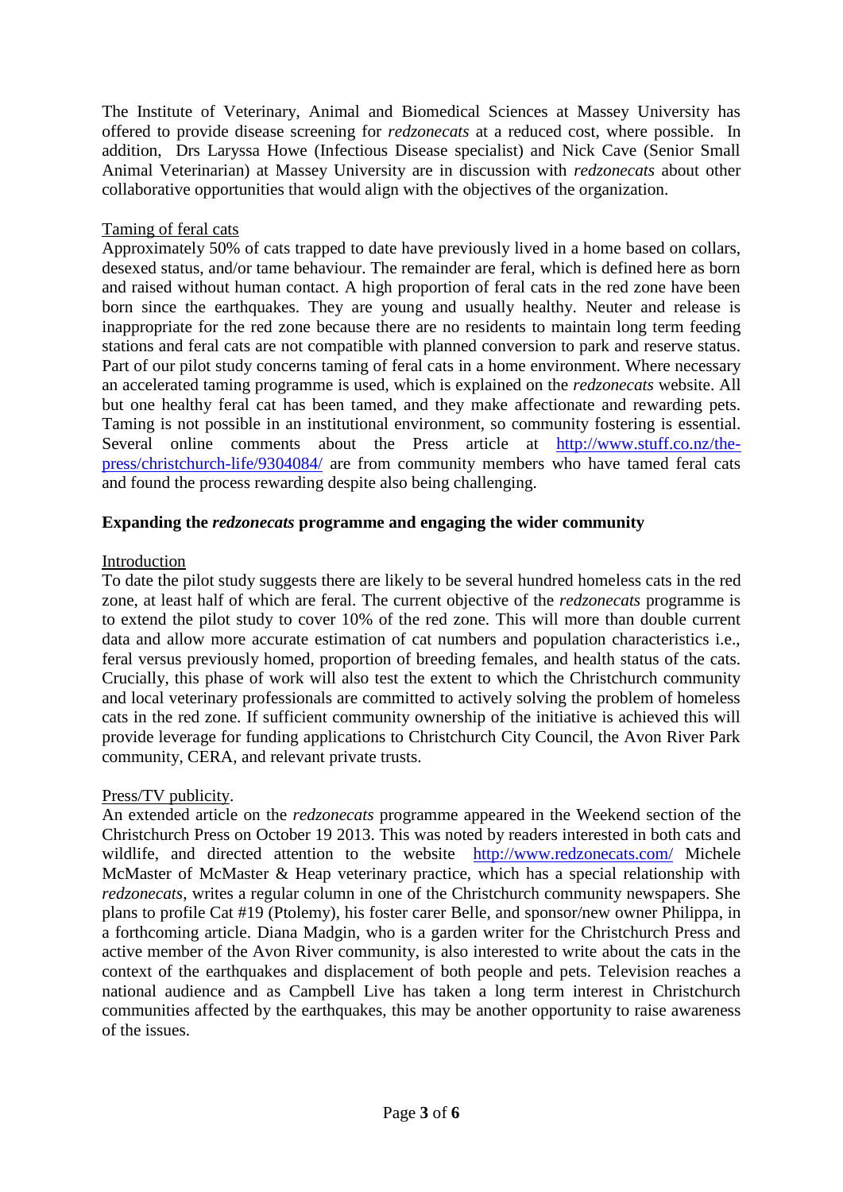The Institute of Veterinary, Animal and Biomedical Sciences at Massey University has offered to provide disease screening for *redzonecats* at a reduced cost, where possible. In addition, Drs Laryssa Howe (Infectious Disease specialist) and Nick Cave (Senior Small Animal Veterinarian) at Massey University are in discussion with *redzonecats* about other collaborative opportunities that would align with the objectives of the organization.

<u>Taming of feral cats</u>

Approximately 50% of cats trapped to date have previously lived in a home based on collars, desexed status, and/or tame behaviour. The remainder are feral, which is defined here as born and raised without human contact. A high proportion of feral cats in the red zone have been born since the earthquakes. They are young and usually healthy. Neuter and release is inappropriate for the red zone because there are no residents to maintain long term feeding stations and feral cats are not compatible with planned conversion to park and reserve status. Part of our pilot study concerns taming of feral cats in a home environment. Where necessary an accelerated taming programme is used, which is explained on the *redzonecats* website. All but one healthy feral cat has been tamed, and they make affectionate and rewarding pets. Taming is not possible in an institutional environment, so community fostering is essential. Several online comments about the Press article at http://www.stuff.co.nz/the-press/christchurch-life/9304084/ are from community members who have tamed feral cats and found the process rewarding despite also being challenging.

**Expanding the *redzonecats* programme and engaging the wider community**

<u>Introduction</u>

To date the pilot study suggests there are likely to be several hundred homeless cats in the red zone, at least half of which are feral. The current objective of the *redzonecats* programme is to extend the pilot study to cover 10% of the red zone. This will more than double current data and allow more accurate estimation of cat numbers and population characteristics i.e., feral versus previously homed, proportion of breeding females, and health status of the cats. Crucially, this phase of work will also test the extent to which the Christchurch community and local veterinary professionals are committed to actively solving the problem of homeless cats in the red zone. If sufficient community ownership of the initiative is achieved this will provide leverage for funding applications to Christchurch City Council, the Avon River Park community, CERA, and relevant private trusts.

<u>Press/TV publicity</u>.

An extended article on the *redzonecats* programme appeared in the Weekend section of the Christchurch Press on October 19 2013. This was noted by readers interested in both cats and wildlife, and directed attention to the website http://www.redzonecats.com/ Michele McMaster of McMaster & Heap veterinary practice, which has a special relationship with *redzonecats*, writes a regular column in one of the Christchurch community newspapers. She plans to profile Cat #19 (Ptolemy), his foster carer Belle, and sponsor/new owner Philippa, in a forthcoming article. Diana Madgin, who is a garden writer for the Christchurch Press and active member of the Avon River community, is also interested to write about the cats in the context of the earthquakes and displacement of both people and pets. Television reaches a national audience and as Campbell Live has taken a long term interest in Christchurch communities affected by the earthquakes, this may be another opportunity to raise awareness of the issues.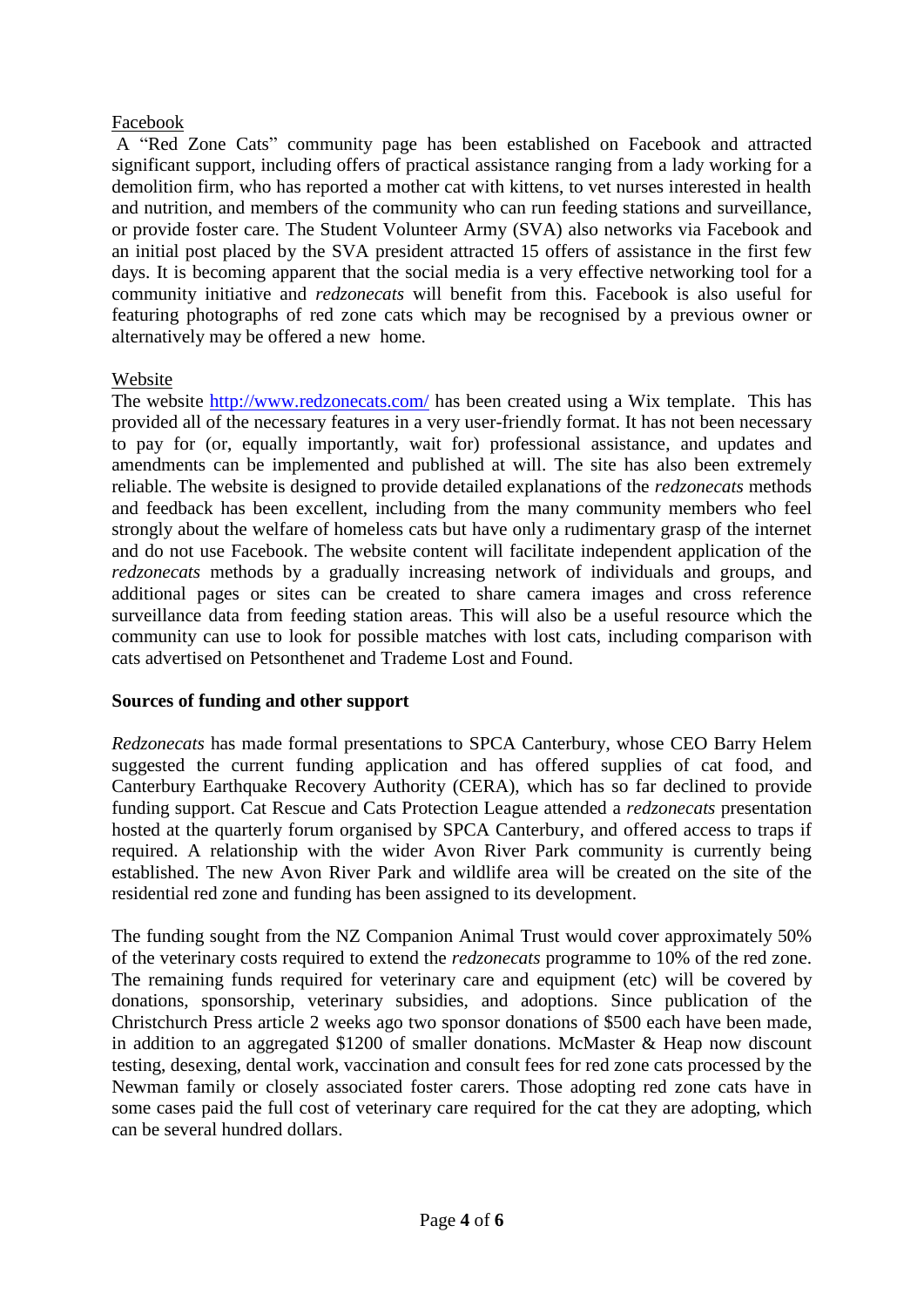Facebook

A "Red Zone Cats" community page has been established on Facebook and attracted significant support, including offers of practical assistance ranging from a lady working for a demolition firm, who has reported a mother cat with kittens, to vet nurses interested in health and nutrition, and members of the community who can run feeding stations and surveillance, or provide foster care. The Student Volunteer Army (SVA) also networks via Facebook and an initial post placed by the SVA president attracted 15 offers of assistance in the first few days. It is becoming apparent that the social media is a very effective networking tool for a community initiative and *redzonecats* will benefit from this. Facebook is also useful for featuring photographs of red zone cats which may be recognised by a previous owner or alternatively may be offered a new home.

Website

The website [http://www.redzonecats.com/](http://www.redzonecats.com/) has been created using a Wix template. This has provided all of the necessary features in a very user-friendly format. It has not been necessary to pay for (or, equally importantly, wait for) professional assistance, and updates and amendments can be implemented and published at will. The site has also been extremely reliable. The website is designed to provide detailed explanations of the *redzonecats* methods and feedback has been excellent, including from the many community members who feel strongly about the welfare of homeless cats but have only a rudimentary grasp of the internet and do not use Facebook. The website content will facilitate independent application of the *redzonecats* methods by a gradually increasing network of individuals and groups, and additional pages or sites can be created to share camera images and cross reference surveillance data from feeding station areas. This will also be a useful resource which the community can use to look for possible matches with lost cats, including comparison with cats advertised on Petsonthenet and Trademe Lost and Found.

**Sources of funding and other support**

*Redzonecats* has made formal presentations to SPCA Canterbury, whose CEO Barry Helem suggested the current funding application and has offered supplies of cat food, and Canterbury Earthquake Recovery Authority (CERA), which has so far declined to provide funding support. Cat Rescue and Cats Protection League attended a *redzonecats* presentation hosted at the quarterly forum organised by SPCA Canterbury, and offered access to traps if required. A relationship with the wider Avon River Park community is currently being established. The new Avon River Park and wildlife area will be created on the site of the residential red zone and funding has been assigned to its development.

The funding sought from the NZ Companion Animal Trust would cover approximately 50% of the veterinary costs required to extend the *redzonecats* programme to 10% of the red zone. The remaining funds required for veterinary care and equipment (etc) will be covered by donations, sponsorship, veterinary subsidies, and adoptions. Since publication of the Christchurch Press article 2 weeks ago two sponsor donations of $500 each have been made, in addition to an aggregated $1200 of smaller donations. McMaster & Heap now discount testing, desexing, dental work, vaccination and consult fees for red zone cats processed by the Newman family or closely associated foster carers. Those adopting red zone cats have in some cases paid the full cost of veterinary care required for the cat they are adopting, which can be several hundred dollars.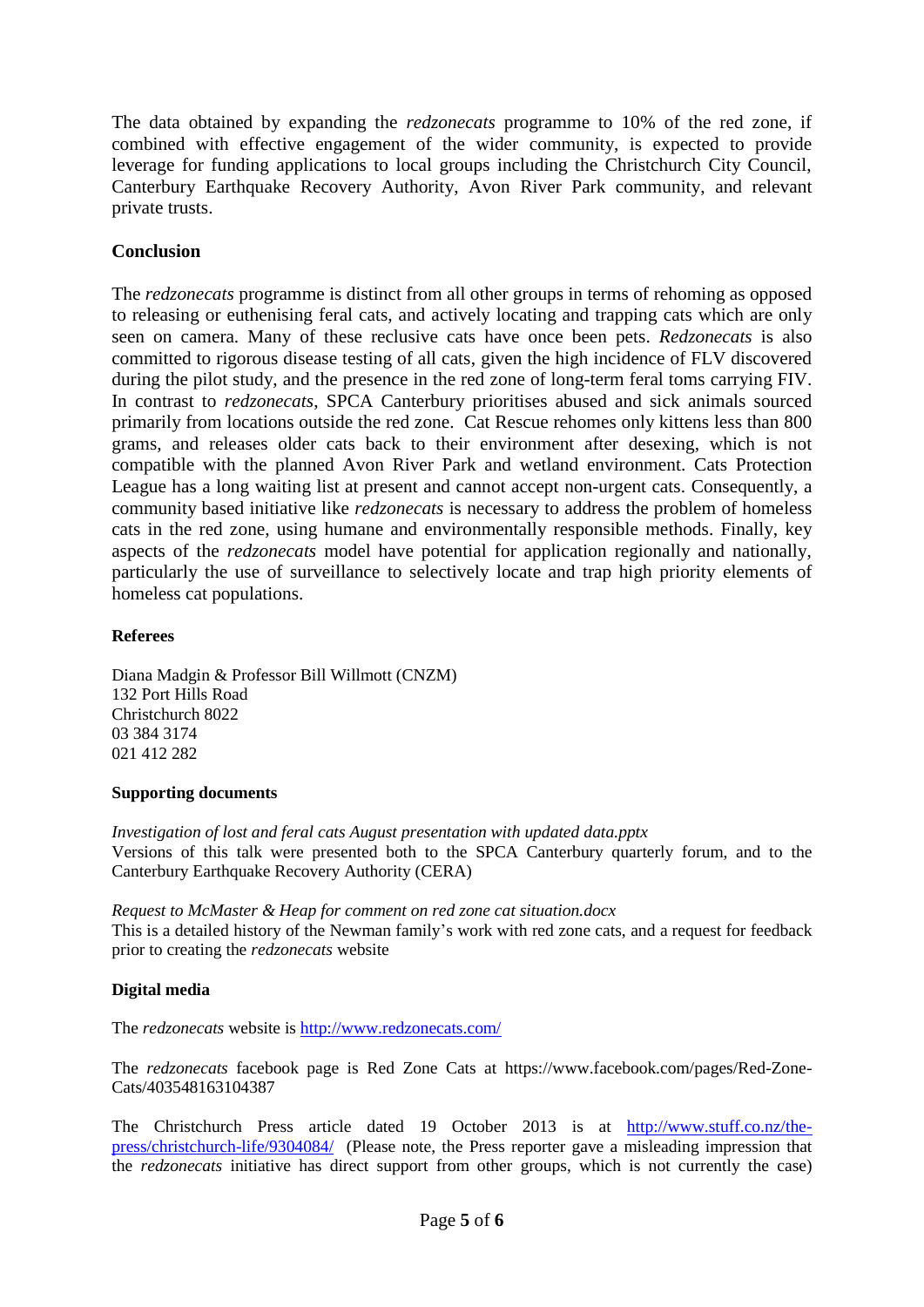The data obtained by expanding the *redzonecats* programme to 10% of the red zone, if combined with effective engagement of the wider community, is expected to provide leverage for funding applications to local groups including the Christchurch City Council, Canterbury Earthquake Recovery Authority, Avon River Park community, and relevant private trusts.

## Conclusion

The *redzonecats* programme is distinct from all other groups in terms of rehoming as opposed to releasing or euthenising feral cats, and actively locating and trapping cats which are only seen on camera. Many of these reclusive cats have once been pets. *Redzonecats* is also committed to rigorous disease testing of all cats, given the high incidence of FLV discovered during the pilot study, and the presence in the red zone of long-term feral toms carrying FIV. In contrast to *redzonecats*, SPCA Canterbury prioritises abused and sick animals sourced primarily from locations outside the red zone. Cat Rescue rehomes only kittens less than 800 grams, and releases older cats back to their environment after desexing, which is not compatible with the planned Avon River Park and wetland environment. Cats Protection League has a long waiting list at present and cannot accept non-urgent cats. Consequently, a community based initiative like *redzonecats* is necessary to address the problem of homeless cats in the red zone, using humane and environmentally responsible methods. Finally, key aspects of the *redzonecats* model have potential for application regionally and nationally, particularly the use of surveillance to selectively locate and trap high priority elements of homeless cat populations.

### Referees

Diana Madgin & Professor Bill Willmott (CNZM)
132 Port Hills Road
Christchurch 8022
03 384 3174
021 412 282

### Supporting documents

*Investigation of lost and feral cats August presentation with updated data.pptx*
Versions of this talk were presented both to the SPCA Canterbury quarterly forum, and to the Canterbury Earthquake Recovery Authority (CERA)

*Request to McMaster & Heap for comment on red zone cat situation.docx*
This is a detailed history of the Newman family's work with red zone cats, and a request for feedback prior to creating the *redzonecats* website

### Digital media

The *redzonecats* website is http://www.redzonecats.com/

The *redzonecats* facebook page is Red Zone Cats at https://www.facebook.com/pages/Red-Zone-Cats/403548163104387

The Christchurch Press article dated 19 October 2013 is at http://www.stuff.co.nz/the-press/christchurch-life/9304084/ (Please note, the Press reporter gave a misleading impression that the *redzonecats* initiative has direct support from other groups, which is not currently the case)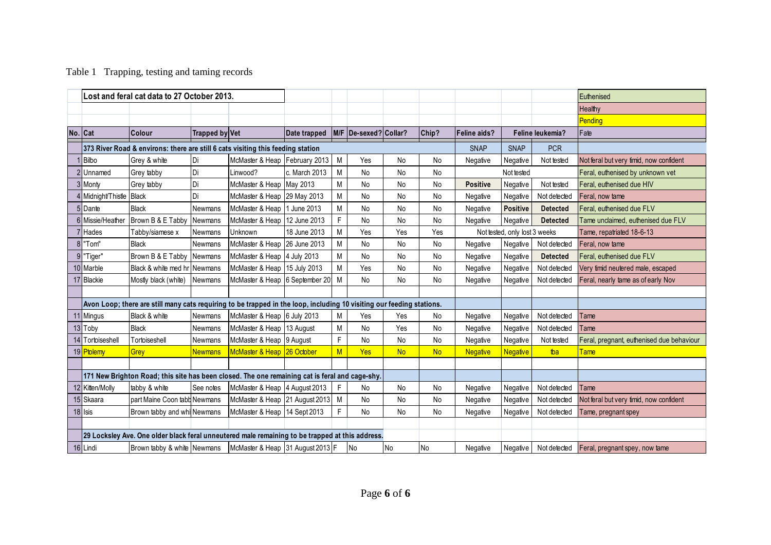Table 1 Trapping, testing and taming records

| No. | Cat | Colour | Trapped by | Vet | Date trapped | M/F | De-sexed? | Collar? | Chip? | Feline aids? | Feline leukemia? | | Fate |
|---|---|---|---|---|---|---|---|---|---|---|---|---|---|
| | **Lost and feral cat data to 27 October 2013.** | | | | | | | | | | | | Euthenised |
| | | | | | | | | | | | | | Healthy |
| | | | | | | | | | | | | | Pending |
| | **373 River Road & environs: there are still 6 cats visiting this feeding station** | | | | | | | | | SNAP | SNAP | PCR | |
| 1 | Bilbo | Grey & white | Di | McMaster & Heap | February 2013 | M | Yes | No | No | Negative | Negative | Not tested | Not feral but very timid, now confident |
| 2 | Unnamed | Grey tabby | Di | Linwood? | c. March 2013 | M | No | No | No | | Not tested | | Feral, euthenised by unknown vet |
| 3 | Monty | Grey tabby | Di | McMaster & Heap | May 2013 | M | No | No | No | **Positive** | Negative | Not tested | Feral, euthenised due HIV |
| 4 | Midnight/Thistle | Black | Di | McMaster & Heap | 29 May 2013 | M | No | No | No | Negative | Negative | Not detected | Feral, now tame |
| 5 | Dante | Black | Newmans | McMaster & Heap | 1 June 2013 | M | No | No | No | Negative | **Positive** | **Detected** | Feral, euthenised due FLV |
| 6 | Missie/Heather | Brown B & E Tabby | Newmans | McMaster & Heap | 12 June 2013 | F | No | No | No | Negative | Negative | **Detected** | Tame unclaimed, euthenised due FLV |
| 7 | Hades | Tabby/siamese x | Newmans | Unknown | 18 June 2013 | M | Yes | Yes | Yes | | Not tested, only lost 3 weeks | | Tame, repatriated 18-6-13 |
| 8 | "Tom" | Black | Newmans | McMaster & Heap | 26 June 2013 | M | No | No | No | Negative | Negative | Not detected | Feral, now tame |
| 9 | "Tiger" | Brown B & E Tabby | Newmans | McMaster & Heap | 4 July 2013 | M | No | No | No | Negative | Negative | **Detected** | Feral, euthenised due FLV |
| 10 | Marble | Black & white med hr | Newmans | McMaster & Heap | 15 July 2013 | M | Yes | No | No | Negative | Negative | Not detected | Very timid neutered male, escaped |
| 17 | Blackie | Mostly black (white) | Newmans | McMaster & Heap | 6 September 20 | M | No | No | No | Negative | Negative | Not detected | Feral, nearly tame as of early Nov |
| | | | | | | | | | | | | | |
| | **Avon Loop; there are still many cats requiring to be trapped in the loop, including 10 visiting our feeding stations.** | | | | | | | | | | | | |
| 11 | Mingus | Black & white | Newmans | McMaster & Heap | 6 July 2013 | M | Yes | Yes | No | Negative | Negative | Not detected | Tame |
| 13 | Toby | Black | Newmans | McMaster & Heap | 13 August | M | No | Yes | No | Negative | Negative | Not detected | Tame |
| 14 | Tortoiseshell | Tortoiseshell | Newmans | McMaster & Heap | 9 August | F | No | No | No | Negative | Negative | Not tested | Feral, pregnant, euthenised due behaviour |
| 19 | Ptolemy | Grey | Newmans | McMaster & Heap | 26 October | M | Yes | No | No | Negative | Negative | tba | Tame |
| | | | | | | | | | | | | | |
| | **171 New Brighton Road; this site has been closed. The one remaining cat is feral and cage-shy.** | | | | | | | | | | | | |
| 12 | Kitten/Molly | tabby & white | See notes | McMaster & Heap | 4 August 2013 | F | No | No | No | Negative | Negative | Not detected | Tame |
| 15 | Skaara | part Maine Coon tabb | Newmans | McMaster & Heap | 21 August 2013 | M | No | No | No | Negative | Negative | Not detected | Not feral but very timid, now confident |
| 18 | Isis | Brown tabby and whi | Newmans | McMaster & Heap | 14 Sept 2013 | F | No | No | No | Negative | Negative | Not detected | Tame, pregnant spey |
| | | | | | | | | | | | | | |
| | **29 Locksley Ave. One older black feral unneutered male remaining to be trapped at this address.** | | | | | | | | | | | | |
| 16 | Lindi | Brown tabby & white | Newmans | McMaster & Heap | 31 August 2013 | F | No | No | No | Negative | Negative | Not detected | Feral, pregnant spey, now tame |